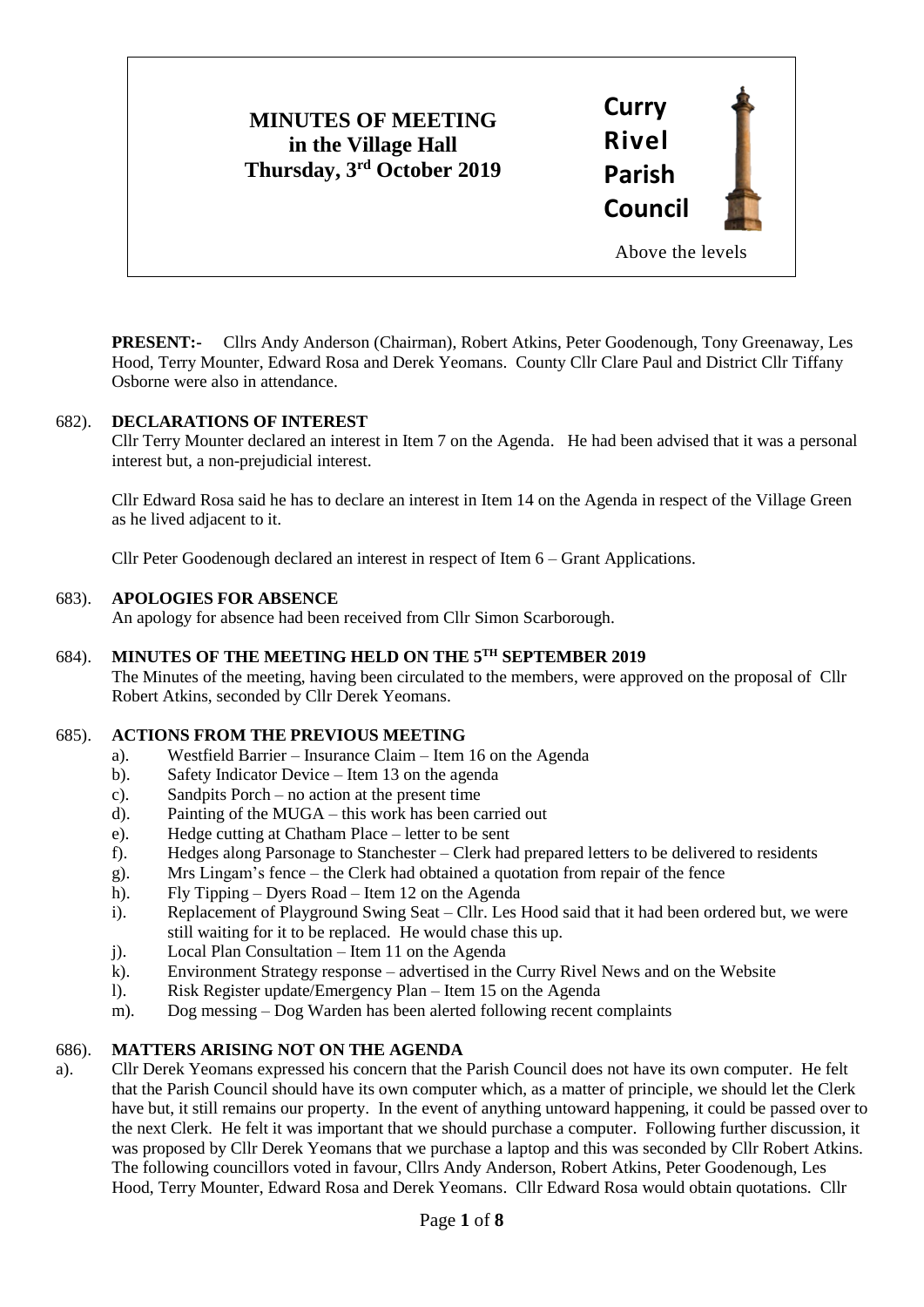# MINUTES OF MEETING in the Village Hall Thursday, 3rd October 2019

**Curry Rivel Parish Council**

Above the levels

**PRESENT:-** Cllrs Andy Anderson (Chairman), Robert Atkins, Peter Goodenough, Tony Greenaway, Les Hood, Terry Mounter, Edward Rosa and Derek Yeomans. County Cllr Clare Paul and District Cllr Tiffany Osborne were also in attendance.

## 682). DECLARATIONS OF INTEREST

Cllr Terry Mounter declared an interest in Item 7 on the Agenda. He had been advised that it was a personal interest but, a non-prejudicial interest.

Cllr Edward Rosa said he has to declare an interest in Item 14 on the Agenda in respect of the Village Green as he lived adjacent to it.

Cllr Peter Goodenough declared an interest in respect of Item 6 – Grant Applications.

## 683). APOLOGIES FOR ABSENCE

An apology for absence had been received from Cllr Simon Scarborough.

## 684). MINUTES OF THE MEETING HELD ON THE 5TH SEPTEMBER 2019

The Minutes of the meeting, having been circulated to the members, were approved on the proposal of Cllr Robert Atkins, seconded by Cllr Derek Yeomans.

## 685). ACTIONS FROM THE PREVIOUS MEETING

a). Westfield Barrier – Insurance Claim – Item 16 on the Agenda
b). Safety Indicator Device – Item 13 on the agenda
c). Sandpits Porch – no action at the present time
d). Painting of the MUGA – this work has been carried out
e). Hedge cutting at Chatham Place – letter to be sent
f). Hedges along Parsonage to Stanchester – Clerk had prepared letters to be delivered to residents
g). Mrs Lingam's fence – the Clerk had obtained a quotation from repair of the fence
h). Fly Tipping – Dyers Road – Item 12 on the Agenda
i). Replacement of Playground Swing Seat – Cllr. Les Hood said that it had been ordered but, we were still waiting for it to be replaced. He would chase this up.
j). Local Plan Consultation – Item 11 on the Agenda
k). Environment Strategy response – advertised in the Curry Rivel News and on the Website
l). Risk Register update/Emergency Plan – Item 15 on the Agenda
m). Dog messing – Dog Warden has been alerted following recent complaints

## 686). MATTERS ARISING NOT ON THE AGENDA

a). Cllr Derek Yeomans expressed his concern that the Parish Council does not have its own computer. He felt that the Parish Council should have its own computer which, as a matter of principle, we should let the Clerk have but, it still remains our property. In the event of anything untoward happening, it could be passed over to the next Clerk. He felt it was important that we should purchase a computer. Following further discussion, it was proposed by Cllr Derek Yeomans that we purchase a laptop and this was seconded by Cllr Robert Atkins. The following councillors voted in favour, Cllrs Andy Anderson, Robert Atkins, Peter Goodenough, Les Hood, Terry Mounter, Edward Rosa and Derek Yeomans. Cllr Edward Rosa would obtain quotations. Cllr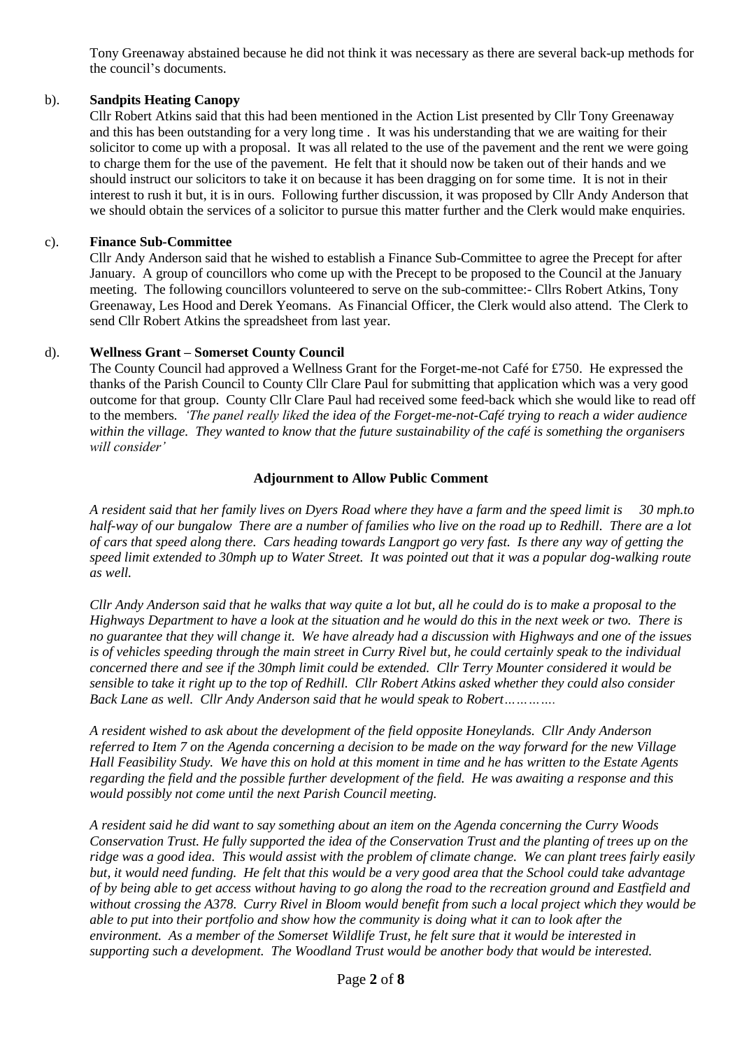Tony Greenaway abstained because he did not think it was necessary as there are several back-up methods for the council's documents.

b). **Sandpits Heating Canopy**

Cllr Robert Atkins said that this had been mentioned in the Action List presented by Cllr Tony Greenaway and this has been outstanding for a very long time . It was his understanding that we are waiting for their solicitor to come up with a proposal. It was all related to the use of the pavement and the rent we were going to charge them for the use of the pavement. He felt that it should now be taken out of their hands and we should instruct our solicitors to take it on because it has been dragging on for some time. It is not in their interest to rush it but, it is in ours. Following further discussion, it was proposed by Cllr Andy Anderson that we should obtain the services of a solicitor to pursue this matter further and the Clerk would make enquiries.

c). **Finance Sub-Committee**

Cllr Andy Anderson said that he wished to establish a Finance Sub-Committee to agree the Precept for after January. A group of councillors who come up with the Precept to be proposed to the Council at the January meeting. The following councillors volunteered to serve on the sub-committee:- Cllrs Robert Atkins, Tony Greenaway, Les Hood and Derek Yeomans. As Financial Officer, the Clerk would also attend. The Clerk to send Cllr Robert Atkins the spreadsheet from last year.

d). **Wellness Grant – Somerset County Council**

The County Council had approved a Wellness Grant for the Forget-me-not Café for £750. He expressed the thanks of the Parish Council to County Cllr Clare Paul for submitting that application which was a very good outcome for that group. County Cllr Clare Paul had received some feed-back which she would like to read off to the members. *'The panel really liked the idea of the Forget-me-not-Café trying to reach a wider audience within the village. They wanted to know that the future sustainability of the café is something the organisers will consider'*

**Adjournment to Allow Public Comment**

*A resident said that her family lives on Dyers Road where they have a farm and the speed limit is 30 mph.to half-way of our bungalow There are a number of families who live on the road up to Redhill. There are a lot of cars that speed along there. Cars heading towards Langport go very fast. Is there any way of getting the speed limit extended to 30mph up to Water Street. It was pointed out that it was a popular dog-walking route as well.*

*Cllr Andy Anderson said that he walks that way quite a lot but, all he could do is to make a proposal to the Highways Department to have a look at the situation and he would do this in the next week or two. There is no guarantee that they will change it. We have already had a discussion with Highways and one of the issues is of vehicles speeding through the main street in Curry Rivel but, he could certainly speak to the individual concerned there and see if the 30mph limit could be extended. Cllr Terry Mounter considered it would be sensible to take it right up to the top of Redhill. Cllr Robert Atkins asked whether they could also consider Back Lane as well. Cllr Andy Anderson said that he would speak to Robert………….*

*A resident wished to ask about the development of the field opposite Honeylands. Cllr Andy Anderson referred to Item 7 on the Agenda concerning a decision to be made on the way forward for the new Village Hall Feasibility Study. We have this on hold at this moment in time and he has written to the Estate Agents regarding the field and the possible further development of the field. He was awaiting a response and this would possibly not come until the next Parish Council meeting.*

*A resident said he did want to say something about an item on the Agenda concerning the Curry Woods Conservation Trust. He fully supported the idea of the Conservation Trust and the planting of trees up on the ridge was a good idea. This would assist with the problem of climate change. We can plant trees fairly easily but, it would need funding. He felt that this would be a very good area that the School could take advantage of by being able to get access without having to go along the road to the recreation ground and Eastfield and without crossing the A378. Curry Rivel in Bloom would benefit from such a local project which they would be able to put into their portfolio and show how the community is doing what it can to look after the environment. As a member of the Somerset Wildlife Trust, he felt sure that it would be interested in supporting such a development. The Woodland Trust would be another body that would be interested.*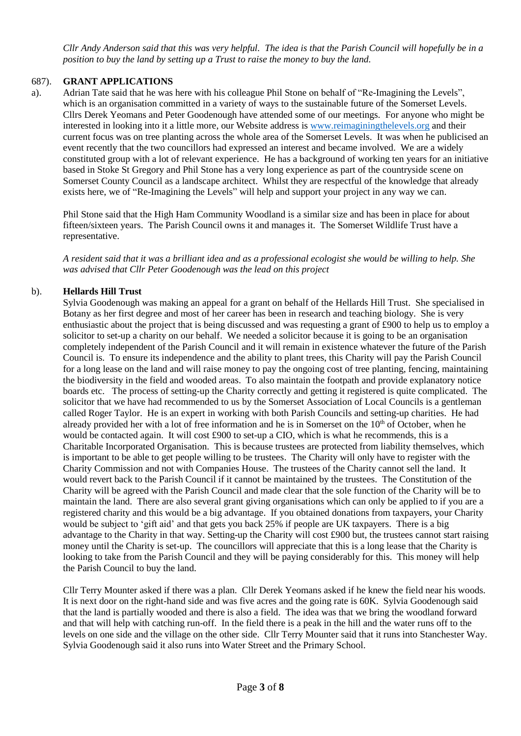*Cllr Andy Anderson said that this was very helpful. The idea is that the Parish Council will hopefully be in a position to buy the land by setting up a Trust to raise the money to buy the land.*

### 687). GRANT APPLICATIONS

a). Adrian Tate said that he was here with his colleague Phil Stone on behalf of "Re-Imagining the Levels", which is an organisation committed in a variety of ways to the sustainable future of the Somerset Levels. Cllrs Derek Yeomans and Peter Goodenough have attended some of our meetings. For anyone who might be interested in looking into it a little more, our Website address is www.reimaginingthelevels.org and their current focus was on tree planting across the whole area of the Somerset Levels. It was when he publicised an event recently that the two councillors had expressed an interest and became involved. We are a widely constituted group with a lot of relevant experience. He has a background of working ten years for an initiative based in Stoke St Gregory and Phil Stone has a very long experience as part of the countryside scene on Somerset County Council as a landscape architect. Whilst they are respectful of the knowledge that already exists here, we of "Re-Imagining the Levels" will help and support your project in any way we can.

Phil Stone said that the High Ham Community Woodland is a similar size and has been in place for about fifteen/sixteen years. The Parish Council owns it and manages it. The Somerset Wildlife Trust have a representative.

*A resident said that it was a brilliant idea and as a professional ecologist she would be willing to help. She was advised that Cllr Peter Goodenough was the lead on this project*

b). **Hellards Hill Trust**

Sylvia Goodenough was making an appeal for a grant on behalf of the Hellards Hill Trust. She specialised in Botany as her first degree and most of her career has been in research and teaching biology. She is very enthusiastic about the project that is being discussed and was requesting a grant of £900 to help us to employ a solicitor to set-up a charity on our behalf. We needed a solicitor because it is going to be an organisation completely independent of the Parish Council and it will remain in existence whatever the future of the Parish Council is. To ensure its independence and the ability to plant trees, this Charity will pay the Parish Council for a long lease on the land and will raise money to pay the ongoing cost of tree planting, fencing, maintaining the biodiversity in the field and wooded areas. To also maintain the footpath and provide explanatory notice boards etc. The process of setting-up the Charity correctly and getting it registered is quite complicated. The solicitor that we have had recommended to us by the Somerset Association of Local Councils is a gentleman called Roger Taylor. He is an expert in working with both Parish Councils and setting-up charities. He had already provided her with a lot of free information and he is in Somerset on the 10th of October, when he would be contacted again. It will cost £900 to set-up a CIO, which is what he recommends, this is a Charitable Incorporated Organisation. This is because trustees are protected from liability themselves, which is important to be able to get people willing to be trustees. The Charity will only have to register with the Charity Commission and not with Companies House. The trustees of the Charity cannot sell the land. It would revert back to the Parish Council if it cannot be maintained by the trustees. The Constitution of the Charity will be agreed with the Parish Council and made clear that the sole function of the Charity will be to maintain the land. There are also several grant giving organisations which can only be applied to if you are a registered charity and this would be a big advantage. If you obtained donations from taxpayers, your Charity would be subject to 'gift aid' and that gets you back 25% if people are UK taxpayers. There is a big advantage to the Charity in that way. Setting-up the Charity will cost £900 but, the trustees cannot start raising money until the Charity is set-up. The councillors will appreciate that this is a long lease that the Charity is looking to take from the Parish Council and they will be paying considerably for this. This money will help the Parish Council to buy the land.

Cllr Terry Mounter asked if there was a plan. Cllr Derek Yeomans asked if he knew the field near his woods. It is next door on the right-hand side and was five acres and the going rate is 60K. Sylvia Goodenough said that the land is partially wooded and there is also a field. The idea was that we bring the woodland forward and that will help with catching run-off. In the field there is a peak in the hill and the water runs off to the levels on one side and the village on the other side. Cllr Terry Mounter said that it runs into Stanchester Way. Sylvia Goodenough said it also runs into Water Street and the Primary School.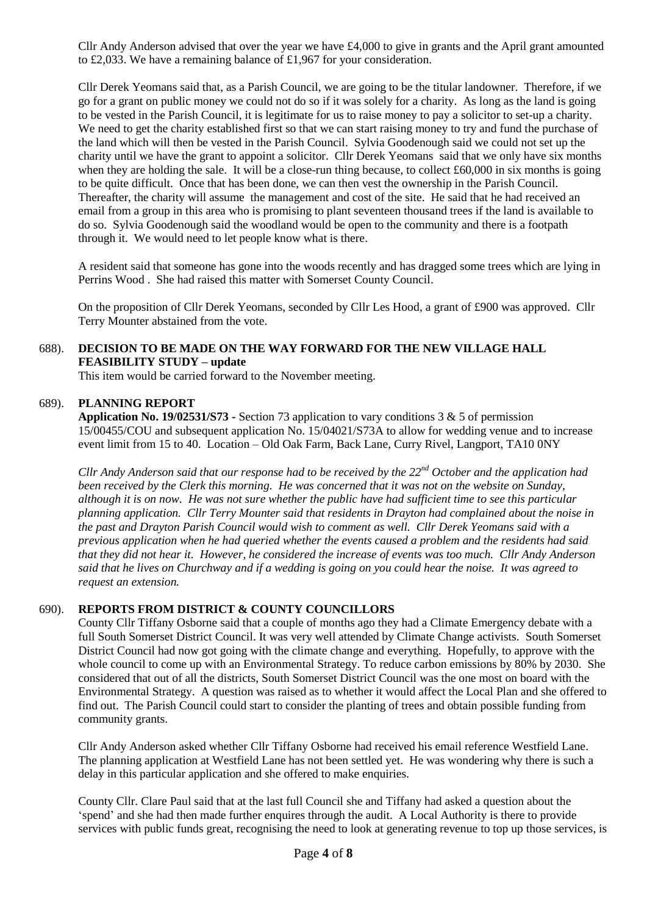Cllr Andy Anderson advised that over the year we have £4,000 to give in grants and the April grant amounted to £2,033. We have a remaining balance of £1,967 for your consideration.

Cllr Derek Yeomans said that, as a Parish Council, we are going to be the titular landowner. Therefore, if we go for a grant on public money we could not do so if it was solely for a charity. As long as the land is going to be vested in the Parish Council, it is legitimate for us to raise money to pay a solicitor to set-up a charity. We need to get the charity established first so that we can start raising money to try and fund the purchase of the land which will then be vested in the Parish Council. Sylvia Goodenough said we could not set up the charity until we have the grant to appoint a solicitor. Cllr Derek Yeomans said that we only have six months when they are holding the sale. It will be a close-run thing because, to collect £60,000 in six months is going to be quite difficult. Once that has been done, we can then vest the ownership in the Parish Council. Thereafter, the charity will assume the management and cost of the site. He said that he had received an email from a group in this area who is promising to plant seventeen thousand trees if the land is available to do so. Sylvia Goodenough said the woodland would be open to the community and there is a footpath through it. We would need to let people know what is there.

A resident said that someone has gone into the woods recently and has dragged some trees which are lying in Perrins Wood . She had raised this matter with Somerset County Council.

On the proposition of Cllr Derek Yeomans, seconded by Cllr Les Hood, a grant of £900 was approved. Cllr Terry Mounter abstained from the vote.

688). **DECISION TO BE MADE ON THE WAY FORWARD FOR THE NEW VILLAGE HALL FEASIBILITY STUDY – update**

This item would be carried forward to the November meeting.

689). **PLANNING REPORT**

**Application No. 19/02531/S73 -** Section 73 application to vary conditions 3 & 5 of permission 15/00455/COU and subsequent application No. 15/04021/S73A to allow for wedding venue and to increase event limit from 15 to 40. Location – Old Oak Farm, Back Lane, Curry Rivel, Langport, TA10 0NY

*Cllr Andy Anderson said that our response had to be received by the 22nd October and the application had been received by the Clerk this morning. He was concerned that it was not on the website on Sunday, although it is on now. He was not sure whether the public have had sufficient time to see this particular planning application. Cllr Terry Mounter said that residents in Drayton had complained about the noise in the past and Drayton Parish Council would wish to comment as well. Cllr Derek Yeomans said with a previous application when he had queried whether the events caused a problem and the residents had said that they did not hear it. However, he considered the increase of events was too much. Cllr Andy Anderson said that he lives on Churchway and if a wedding is going on you could hear the noise. It was agreed to request an extension.*

690). **REPORTS FROM DISTRICT & COUNTY COUNCILLORS**

County Cllr Tiffany Osborne said that a couple of months ago they had a Climate Emergency debate with a full South Somerset District Council. It was very well attended by Climate Change activists. South Somerset District Council had now got going with the climate change and everything. Hopefully, to approve with the whole council to come up with an Environmental Strategy. To reduce carbon emissions by 80% by 2030. She considered that out of all the districts, South Somerset District Council was the one most on board with the Environmental Strategy. A question was raised as to whether it would affect the Local Plan and she offered to find out. The Parish Council could start to consider the planting of trees and obtain possible funding from community grants.

Cllr Andy Anderson asked whether Cllr Tiffany Osborne had received his email reference Westfield Lane. The planning application at Westfield Lane has not been settled yet. He was wondering why there is such a delay in this particular application and she offered to make enquiries.

County Cllr. Clare Paul said that at the last full Council she and Tiffany had asked a question about the 'spend' and she had then made further enquires through the audit. A Local Authority is there to provide services with public funds great, recognising the need to look at generating revenue to top up those services, is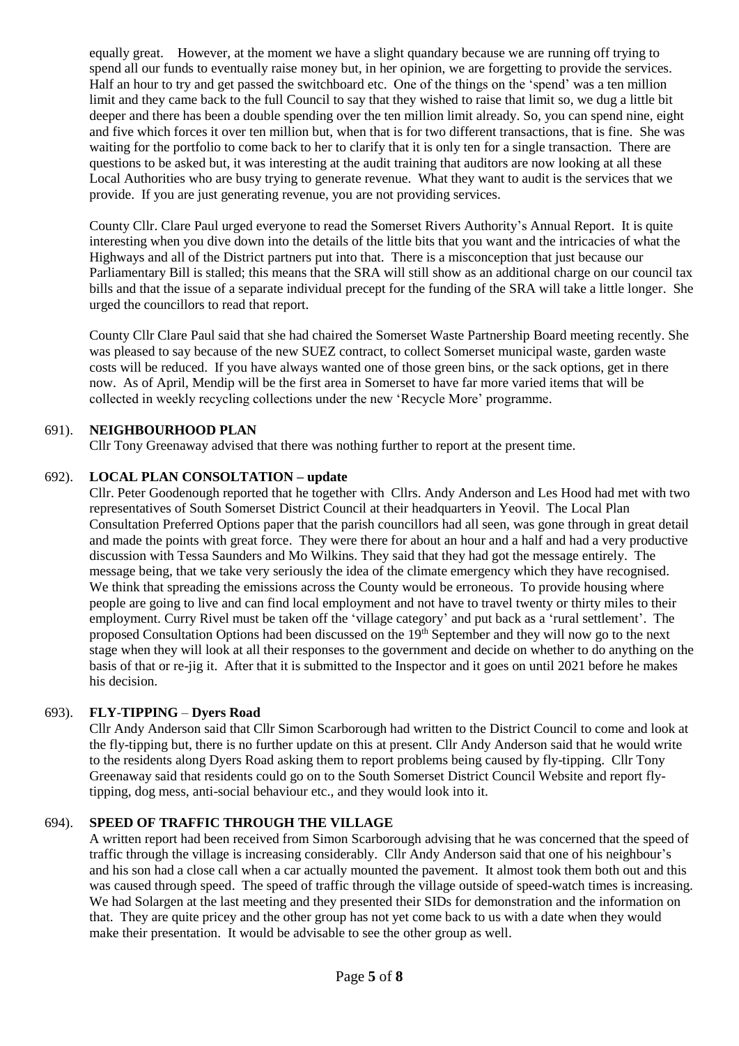equally great. However, at the moment we have a slight quandary because we are running off trying to spend all our funds to eventually raise money but, in her opinion, we are forgetting to provide the services. Half an hour to try and get passed the switchboard etc. One of the things on the 'spend' was a ten million limit and they came back to the full Council to say that they wished to raise that limit so, we dug a little bit deeper and there has been a double spending over the ten million limit already. So, you can spend nine, eight and five which forces it over ten million but, when that is for two different transactions, that is fine. She was waiting for the portfolio to come back to her to clarify that it is only ten for a single transaction. There are questions to be asked but, it was interesting at the audit training that auditors are now looking at all these Local Authorities who are busy trying to generate revenue. What they want to audit is the services that we provide. If you are just generating revenue, you are not providing services.

County Cllr. Clare Paul urged everyone to read the Somerset Rivers Authority's Annual Report. It is quite interesting when you dive down into the details of the little bits that you want and the intricacies of what the Highways and all of the District partners put into that. There is a misconception that just because our Parliamentary Bill is stalled; this means that the SRA will still show as an additional charge on our council tax bills and that the issue of a separate individual precept for the funding of the SRA will take a little longer. She urged the councillors to read that report.

County Cllr Clare Paul said that she had chaired the Somerset Waste Partnership Board meeting recently. She was pleased to say because of the new SUEZ contract, to collect Somerset municipal waste, garden waste costs will be reduced. If you have always wanted one of those green bins, or the sack options, get in there now. As of April, Mendip will be the first area in Somerset to have far more varied items that will be collected in weekly recycling collections under the new 'Recycle More' programme.

691). **NEIGHBOURHOOD PLAN**

Cllr Tony Greenaway advised that there was nothing further to report at the present time.

692). **LOCAL PLAN CONSOLTATION – update**

Cllr. Peter Goodenough reported that he together with Cllrs. Andy Anderson and Les Hood had met with two representatives of South Somerset District Council at their headquarters in Yeovil. The Local Plan Consultation Preferred Options paper that the parish councillors had all seen, was gone through in great detail and made the points with great force. They were there for about an hour and a half and had a very productive discussion with Tessa Saunders and Mo Wilkins. They said that they had got the message entirely. The message being, that we take very seriously the idea of the climate emergency which they have recognised. We think that spreading the emissions across the County would be erroneous. To provide housing where people are going to live and can find local employment and not have to travel twenty or thirty miles to their employment. Curry Rivel must be taken off the 'village category' and put back as a 'rural settlement'. The proposed Consultation Options had been discussed on the 19th September and they will now go to the next stage when they will look at all their responses to the government and decide on whether to do anything on the basis of that or re-jig it. After that it is submitted to the Inspector and it goes on until 2021 before he makes his decision.

693). **FLY-TIPPING – Dyers Road**

Cllr Andy Anderson said that Cllr Simon Scarborough had written to the District Council to come and look at the fly-tipping but, there is no further update on this at present. Cllr Andy Anderson said that he would write to the residents along Dyers Road asking them to report problems being caused by fly-tipping. Cllr Tony Greenaway said that residents could go on to the South Somerset District Council Website and report fly-tipping, dog mess, anti-social behaviour etc., and they would look into it.

694). **SPEED OF TRAFFIC THROUGH THE VILLAGE**

A written report had been received from Simon Scarborough advising that he was concerned that the speed of traffic through the village is increasing considerably. Cllr Andy Anderson said that one of his neighbour's and his son had a close call when a car actually mounted the pavement. It almost took them both out and this was caused through speed. The speed of traffic through the village outside of speed-watch times is increasing. We had Solargen at the last meeting and they presented their SIDs for demonstration and the information on that. They are quite pricey and the other group has not yet come back to us with a date when they would make their presentation. It would be advisable to see the other group as well.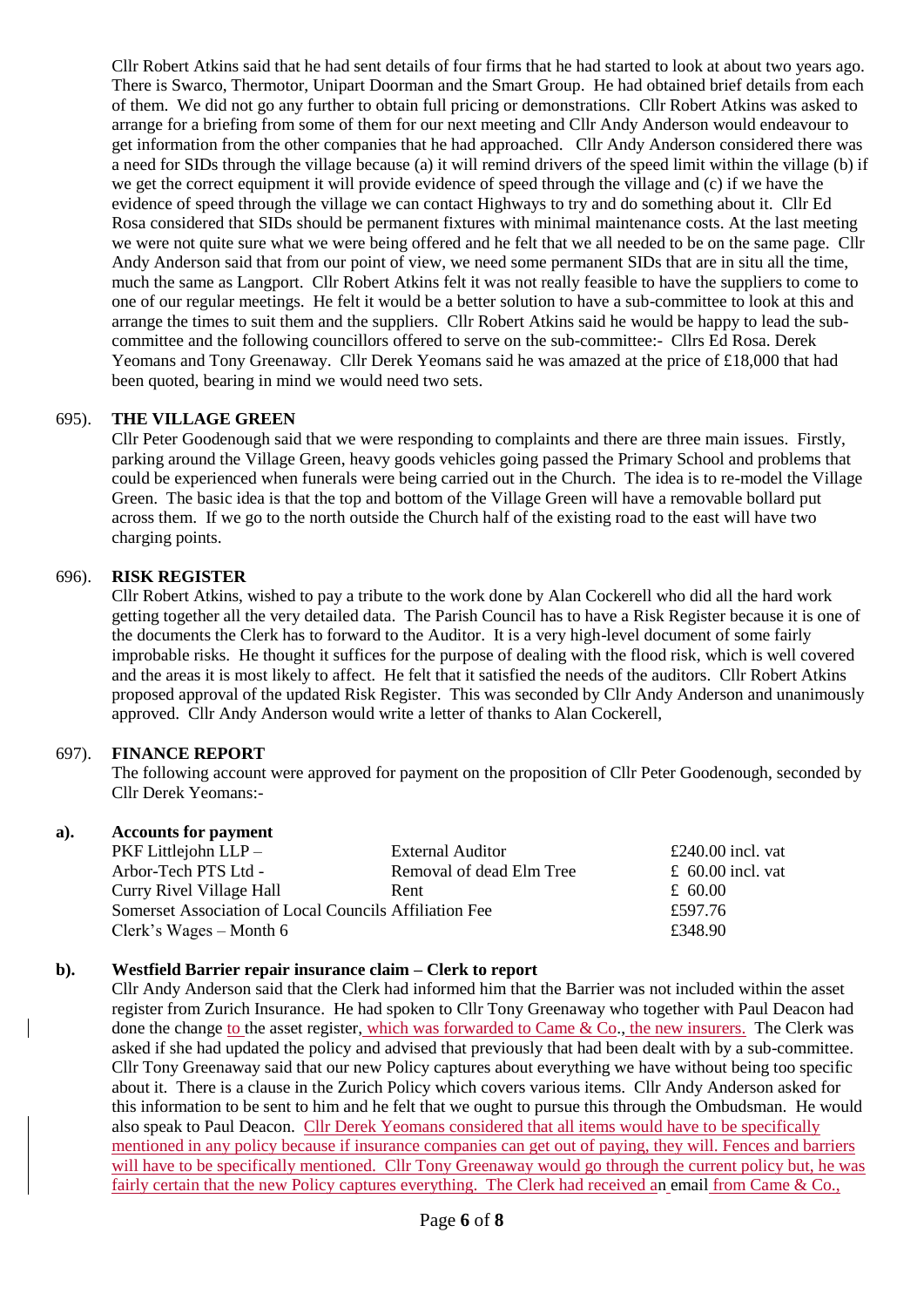Cllr Robert Atkins said that he had sent details of four firms that he had started to look at about two years ago. There is Swarco, Thermotor, Unipart Doorman and the Smart Group. He had obtained brief details from each of them. We did not go any further to obtain full pricing or demonstrations. Cllr Robert Atkins was asked to arrange for a briefing from some of them for our next meeting and Cllr Andy Anderson would endeavour to get information from the other companies that he had approached. Cllr Andy Anderson considered there was a need for SIDs through the village because (a) it will remind drivers of the speed limit within the village (b) if we get the correct equipment it will provide evidence of speed through the village and (c) if we have the evidence of speed through the village we can contact Highways to try and do something about it. Cllr Ed Rosa considered that SIDs should be permanent fixtures with minimal maintenance costs. At the last meeting we were not quite sure what we were being offered and he felt that we all needed to be on the same page. Cllr Andy Anderson said that from our point of view, we need some permanent SIDs that are in situ all the time, much the same as Langport. Cllr Robert Atkins felt it was not really feasible to have the suppliers to come to one of our regular meetings. He felt it would be a better solution to have a sub-committee to look at this and arrange the times to suit them and the suppliers. Cllr Robert Atkins said he would be happy to lead the sub-committee and the following councillors offered to serve on the sub-committee:- Cllrs Ed Rosa. Derek Yeomans and Tony Greenaway. Cllr Derek Yeomans said he was amazed at the price of £18,000 that had been quoted, bearing in mind we would need two sets.

695). **THE VILLAGE GREEN**

Cllr Peter Goodenough said that we were responding to complaints and there are three main issues. Firstly, parking around the Village Green, heavy goods vehicles going passed the Primary School and problems that could be experienced when funerals were being carried out in the Church. The idea is to re-model the Village Green. The basic idea is that the top and bottom of the Village Green will have a removable bollard put across them. If we go to the north outside the Church half of the existing road to the east will have two charging points.

696). **RISK REGISTER**

Cllr Robert Atkins, wished to pay a tribute to the work done by Alan Cockerell who did all the hard work getting together all the very detailed data. The Parish Council has to have a Risk Register because it is one of the documents the Clerk has to forward to the Auditor. It is a very high-level document of some fairly improbable risks. He thought it suffices for the purpose of dealing with the flood risk, which is well covered and the areas it is most likely to affect. He felt that it satisfied the needs of the auditors. Cllr Robert Atkins proposed approval of the updated Risk Register. This was seconded by Cllr Andy Anderson and unanimously approved. Cllr Andy Anderson would write a letter of thanks to Alan Cockerell,

697). **FINANCE REPORT**

The following account were approved for payment on the proposition of Cllr Peter Goodenough, seconded by Cllr Derek Yeomans:-

**a). Accounts for payment**

| | | |
|---|---|---|
| PKF Littlejohn LLP – | External Auditor | £240.00 incl. vat |
| Arbor-Tech PTS Ltd - | Removal of dead Elm Tree | £ 60.00 incl. vat |
| Curry Rivel Village Hall | Rent | £ 60.00 |
| Somerset Association of Local Councils Affiliation Fee | | £597.76 |
| Clerk's Wages – Month 6 | | £348.90 |

**b). Westfield Barrier repair insurance claim – Clerk to report**

Cllr Andy Anderson said that the Clerk had informed him that the Barrier was not included within the asset register from Zurich Insurance. He had spoken to Cllr Tony Greenaway who together with Paul Deacon had done the change to the asset register, which was forwarded to Came & Co., the new insurers. The Clerk was asked if she had updated the policy and advised that previously that had been dealt with by a sub-committee. Cllr Tony Greenaway said that our new Policy captures about everything we have without being too specific about it. There is a clause in the Zurich Policy which covers various items. Cllr Andy Anderson asked for this information to be sent to him and he felt that we ought to pursue this through the Ombudsman. He would also speak to Paul Deacon. Cllr Derek Yeomans considered that all items would have to be specifically mentioned in any policy because if insurance companies can get out of paying, they will. Fences and barriers will have to be specifically mentioned. Cllr Tony Greenaway would go through the current policy but, he was fairly certain that the new Policy captures everything. The Clerk had received an email from Came & Co.,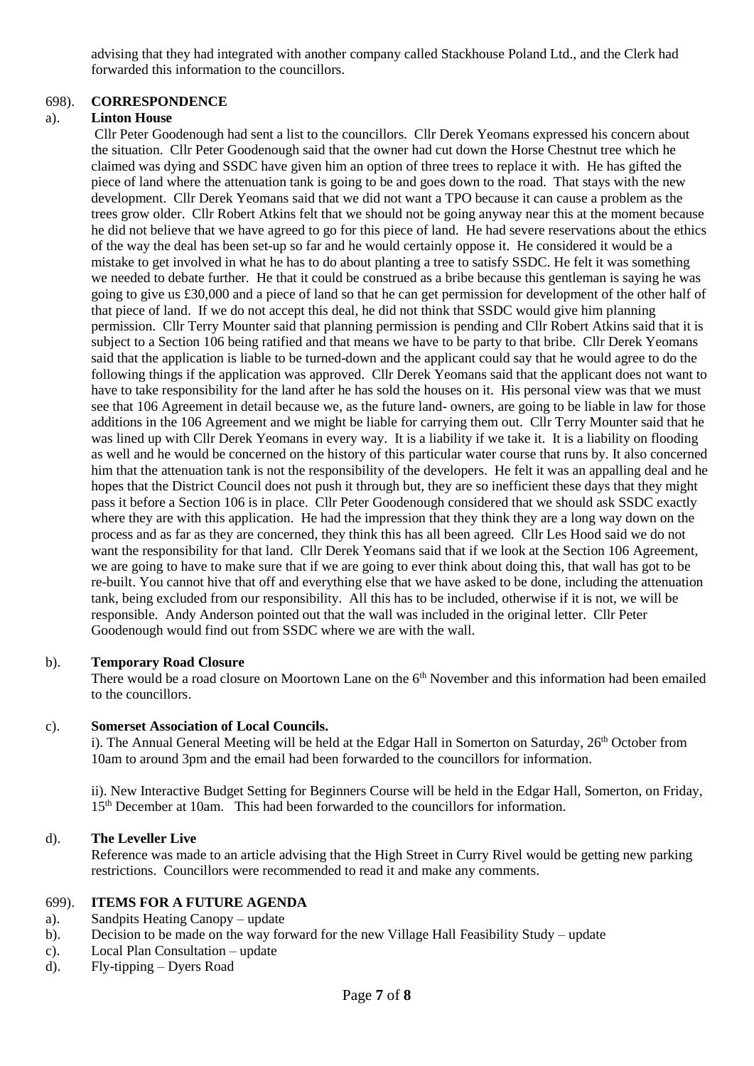advising that they had integrated with another company called Stackhouse Poland Ltd., and the Clerk had forwarded this information to the councillors.

698). **CORRESPONDENCE**

a). **Linton House**

Cllr Peter Goodenough had sent a list to the councillors. Cllr Derek Yeomans expressed his concern about the situation. Cllr Peter Goodenough said that the owner had cut down the Horse Chestnut tree which he claimed was dying and SSDC have given him an option of three trees to replace it with. He has gifted the piece of land where the attenuation tank is going to be and goes down to the road. That stays with the new development. Cllr Derek Yeomans said that we did not want a TPO because it can cause a problem as the trees grow older. Cllr Robert Atkins felt that we should not be going anyway near this at the moment because he did not believe that we have agreed to go for this piece of land. He had severe reservations about the ethics of the way the deal has been set-up so far and he would certainly oppose it. He considered it would be a mistake to get involved in what he has to do about planting a tree to satisfy SSDC. He felt it was something we needed to debate further. He that it could be construed as a bribe because this gentleman is saying he was going to give us £30,000 and a piece of land so that he can get permission for development of the other half of that piece of land. If we do not accept this deal, he did not think that SSDC would give him planning permission. Cllr Terry Mounter said that planning permission is pending and Cllr Robert Atkins said that it is subject to a Section 106 being ratified and that means we have to be party to that bribe. Cllr Derek Yeomans said that the application is liable to be turned-down and the applicant could say that he would agree to do the following things if the application was approved. Cllr Derek Yeomans said that the applicant does not want to have to take responsibility for the land after he has sold the houses on it. His personal view was that we must see that 106 Agreement in detail because we, as the future land- owners, are going to be liable in law for those additions in the 106 Agreement and we might be liable for carrying them out. Cllr Terry Mounter said that he was lined up with Cllr Derek Yeomans in every way. It is a liability if we take it. It is a liability on flooding as well and he would be concerned on the history of this particular water course that runs by. It also concerned him that the attenuation tank is not the responsibility of the developers. He felt it was an appalling deal and he hopes that the District Council does not push it through but, they are so inefficient these days that they might pass it before a Section 106 is in place. Cllr Peter Goodenough considered that we should ask SSDC exactly where they are with this application. He had the impression that they think they are a long way down on the process and as far as they are concerned, they think this has all been agreed. Cllr Les Hood said we do not want the responsibility for that land. Cllr Derek Yeomans said that if we look at the Section 106 Agreement, we are going to have to make sure that if we are going to ever think about doing this, that wall has got to be re-built. You cannot hive that off and everything else that we have asked to be done, including the attenuation tank, being excluded from our responsibility. All this has to be included, otherwise if it is not, we will be responsible. Andy Anderson pointed out that the wall was included in the original letter. Cllr Peter Goodenough would find out from SSDC where we are with the wall.

b). **Temporary Road Closure**

There would be a road closure on Moortown Lane on the 6th November and this information had been emailed to the councillors.

c). **Somerset Association of Local Councils.**

i). The Annual General Meeting will be held at the Edgar Hall in Somerton on Saturday, 26th October from 10am to around 3pm and the email had been forwarded to the councillors for information.

ii). New Interactive Budget Setting for Beginners Course will be held in the Edgar Hall, Somerton, on Friday, 15th December at 10am. This had been forwarded to the councillors for information.

d). **The Leveller Live**

Reference was made to an article advising that the High Street in Curry Rivel would be getting new parking restrictions. Councillors were recommended to read it and make any comments.

699). **ITEMS FOR A FUTURE AGENDA**

a). Sandpits Heating Canopy – update
b). Decision to be made on the way forward for the new Village Hall Feasibility Study – update
c). Local Plan Consultation – update
d). Fly-tipping – Dyers Road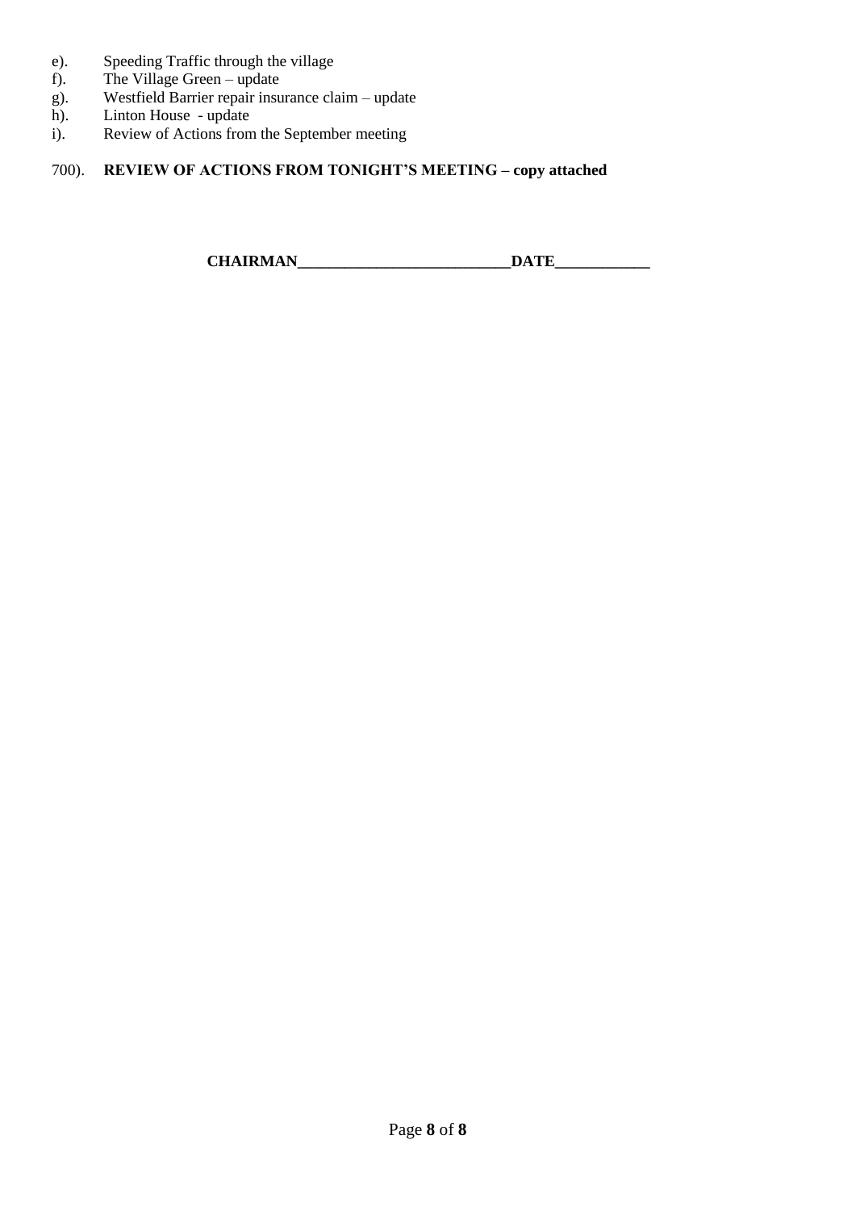e). Speeding Traffic through the village
f). The Village Green – update
g). Westfield Barrier repair insurance claim – update
h). Linton House - update
i). Review of Actions from the September meeting

700). **REVIEW OF ACTIONS FROM TONIGHT'S MEETING – copy attached**

**CHAIRMAN___________________________DATE____________**